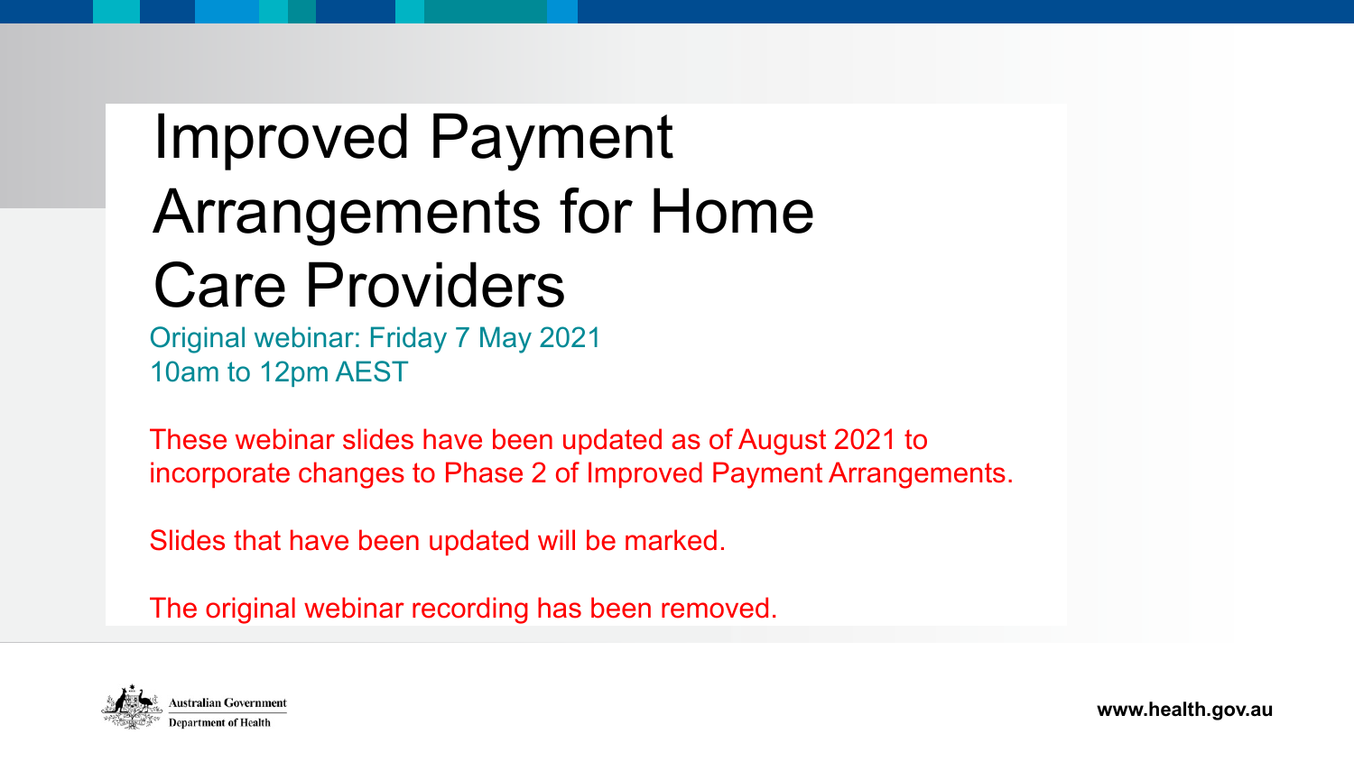# Improved Payment Arrangements for Home Care Providers

Original webinar: Friday 7 May 2021
10am to 12pm AEST

These webinar slides have been updated as of August 2021 to incorporate changes to Phase 2 of Improved Payment Arrangements.

Slides that have been updated will be marked.

The original webinar recording has been removed.

Australian Government
Department of Health

www.health.gov.au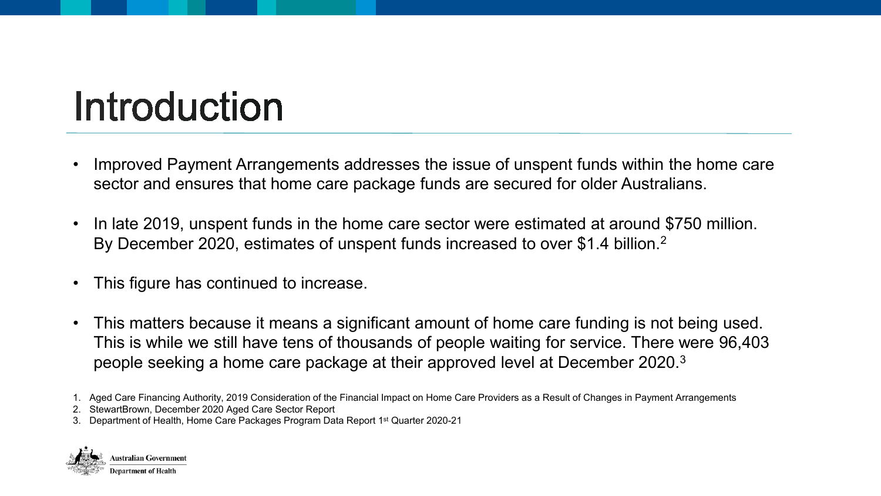# Introduction

- Improved Payment Arrangements addresses the issue of unspent funds within the home care sector and ensures that home care package funds are secured for older Australians.
- In late 2019, unspent funds in the home care sector were estimated at around $750 million. By December 2020, estimates of unspent funds increased to over $1.4 billion.[2]
- This figure has continued to increase.
- This matters because it means a significant amount of home care funding is not being used. This is while we still have tens of thousands of people waiting for service. There were 96,403 people seeking a home care package at their approved level at December 2020.[3]

1. Aged Care Financing Authority, 2019 Consideration of the Financial Impact on Home Care Providers as a Result of Changes in Payment Arrangements
2. StewartBrown, December 2020 Aged Care Sector Report
3. Department of Health, Home Care Packages Program Data Report 1st Quarter 2020-21

Australian Government
Department of Health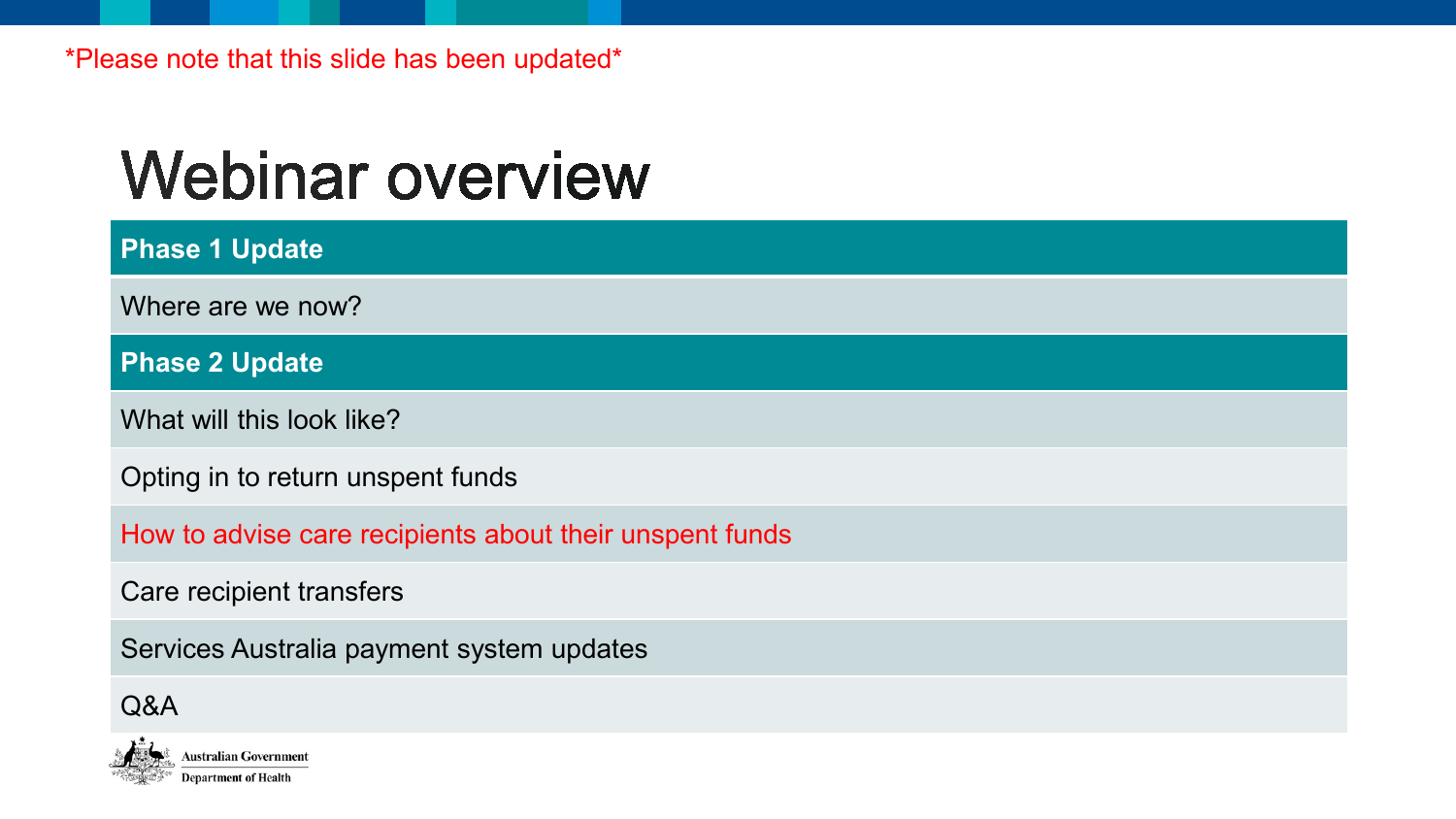*Please note that this slide has been updated*

# Webinar overview

| **Phase 1 Update** |
|---|
| Where are we now? |
| **Phase 2 Update** |
| What will this look like? |
| Opting in to return unspent funds |
| How to advise care recipients about their unspent funds |
| Care recipient transfers |
| Services Australia payment system updates |
| Q&A |

Australian Government
Department of Health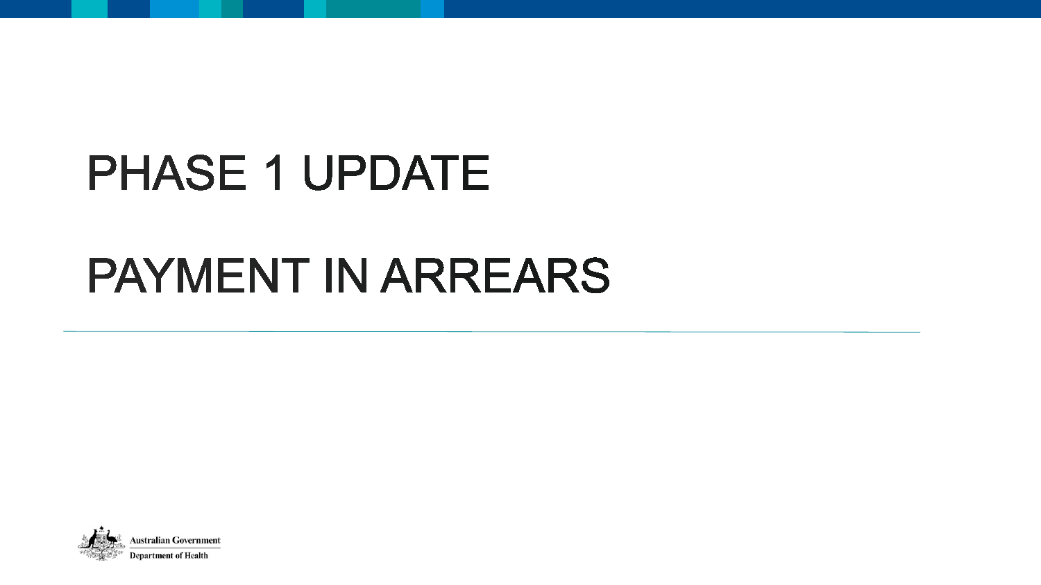# PHASE 1 UPDATE

# PAYMENT IN ARREARS

Australian Government
Department of Health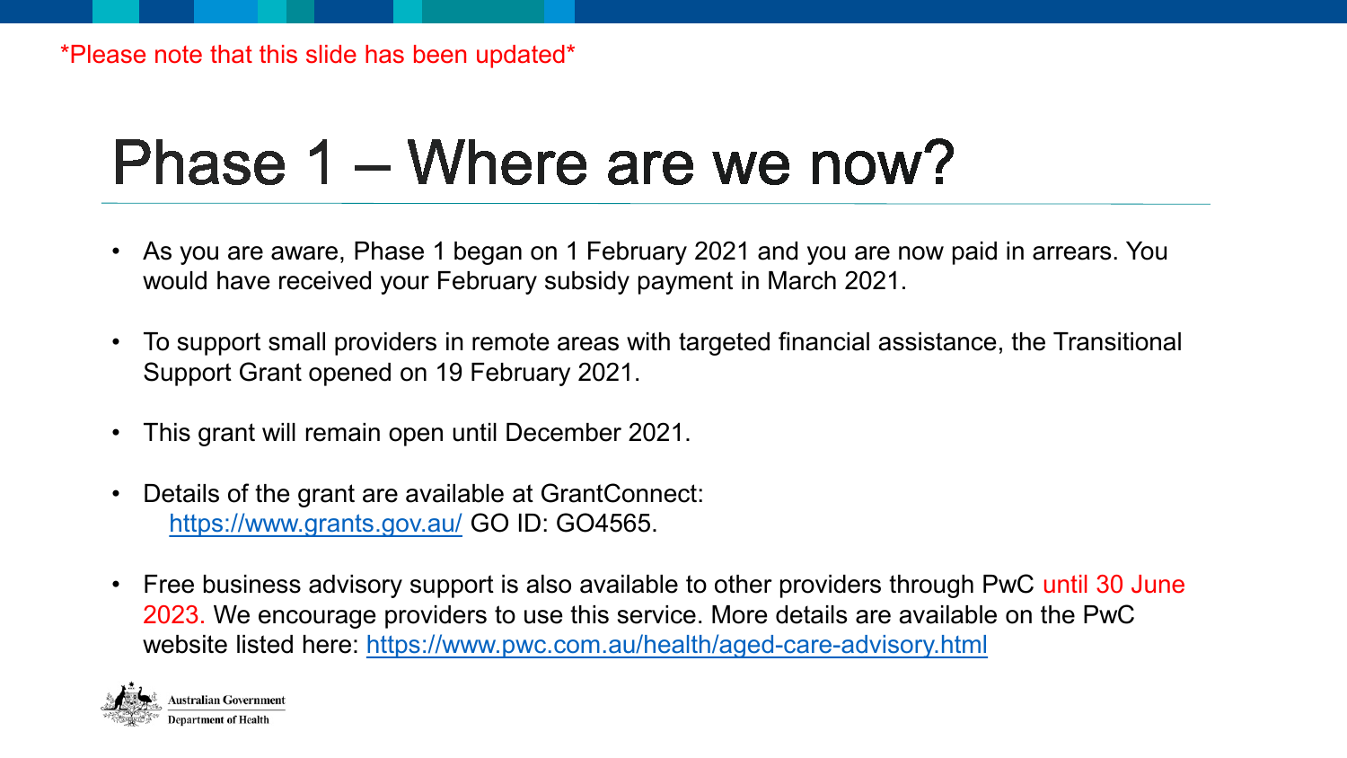*Please note that this slide has been updated*

# Phase 1 – Where are we now?

- As you are aware, Phase 1 began on 1 February 2021 and you are now paid in arrears. You would have received your February subsidy payment in March 2021.
- To support small providers in remote areas with targeted financial assistance, the Transitional Support Grant opened on 19 February 2021.
- This grant will remain open until December 2021.
- Details of the grant are available at GrantConnect: https://www.grants.gov.au/ GO ID: GO4565.
- Free business advisory support is also available to other providers through PwC until 30 June 2023. We encourage providers to use this service. More details are available on the PwC website listed here: https://www.pwc.com.au/health/aged-care-advisory.html

Australian Government
Department of Health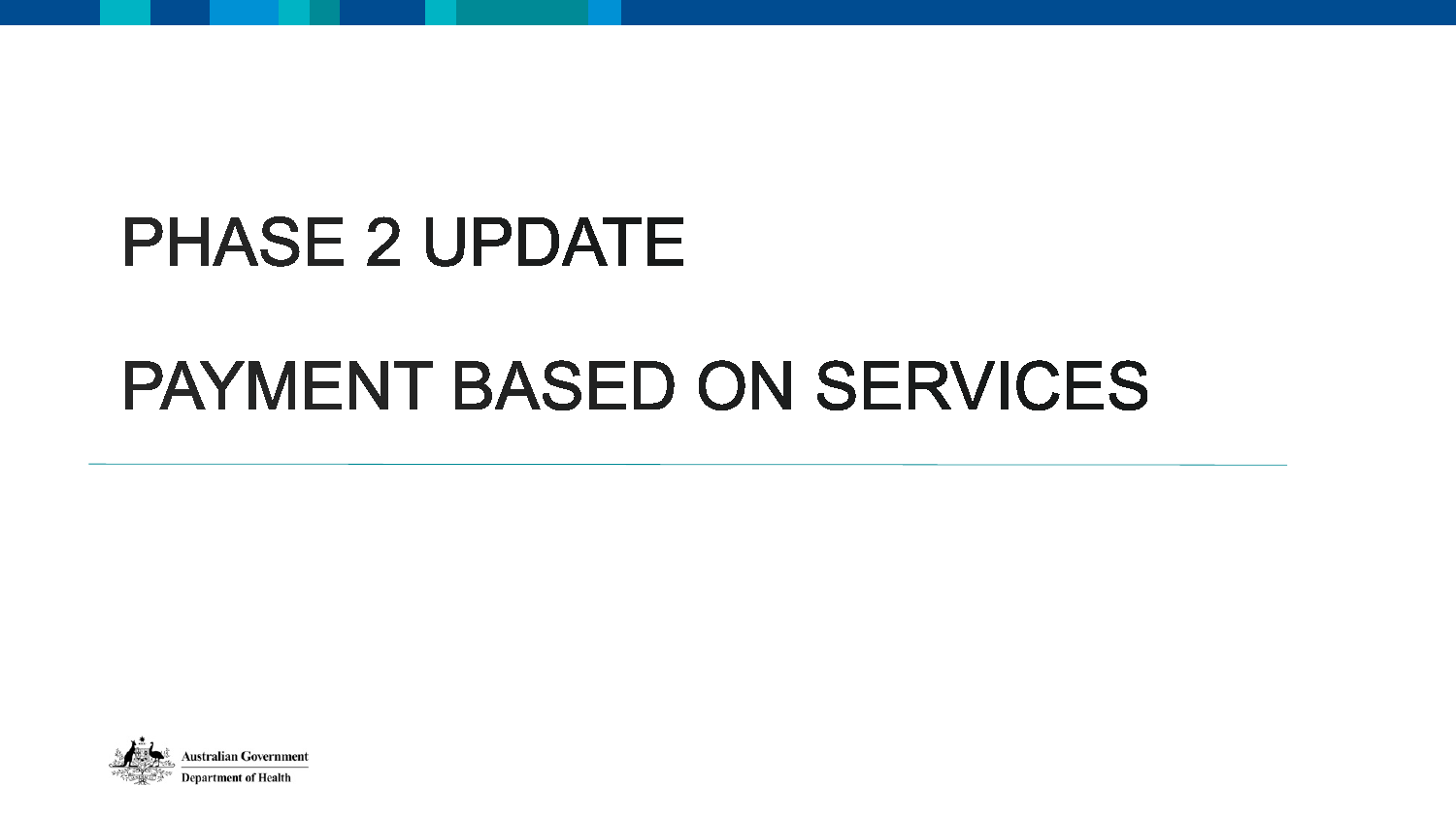# PHASE 2 UPDATE

# PAYMENT BASED ON SERVICES

Australian Government

Department of Health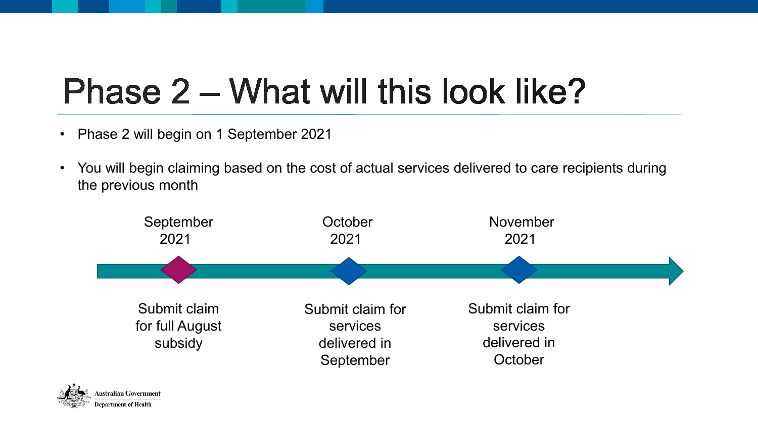# Phase 2 – What will this look like?

- Phase 2 will begin on 1 September 2021
- You will begin claiming based on the cost of actual services delivered to care recipients during the previous month

| September 2021 | October 2021 | November 2021 |
| --- | --- | --- |
| Submit claim for full August subsidy | Submit claim for services delivered in September | Submit claim for services delivered in October |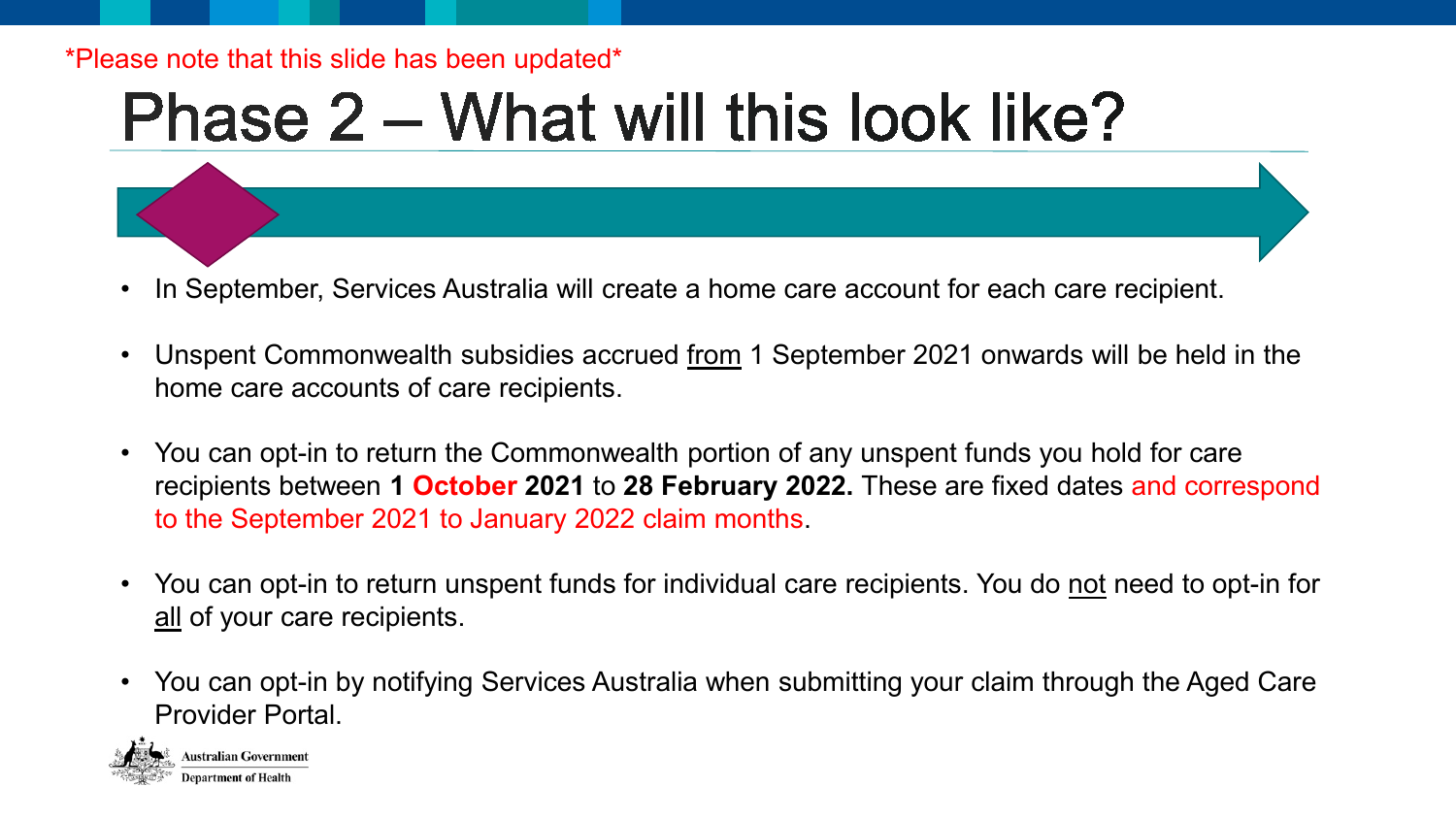*Please note that this slide has been updated*

# Phase 2 – What will this look like?

- In September, Services Australia will create a home care account for each care recipient.
- Unspent Commonwealth subsidies accrued from 1 September 2021 onwards will be held in the home care accounts of care recipients.
- You can opt-in to return the Commonwealth portion of any unspent funds you hold for care recipients between **1 October 2021** to **28 February 2022.** These are fixed dates and correspond to the September 2021 to January 2022 claim months.
- You can opt-in to return unspent funds for individual care recipients. You do not need to opt-in for all of your care recipients.
- You can opt-in by notifying Services Australia when submitting your claim through the Aged Care Provider Portal.

Australian Government
Department of Health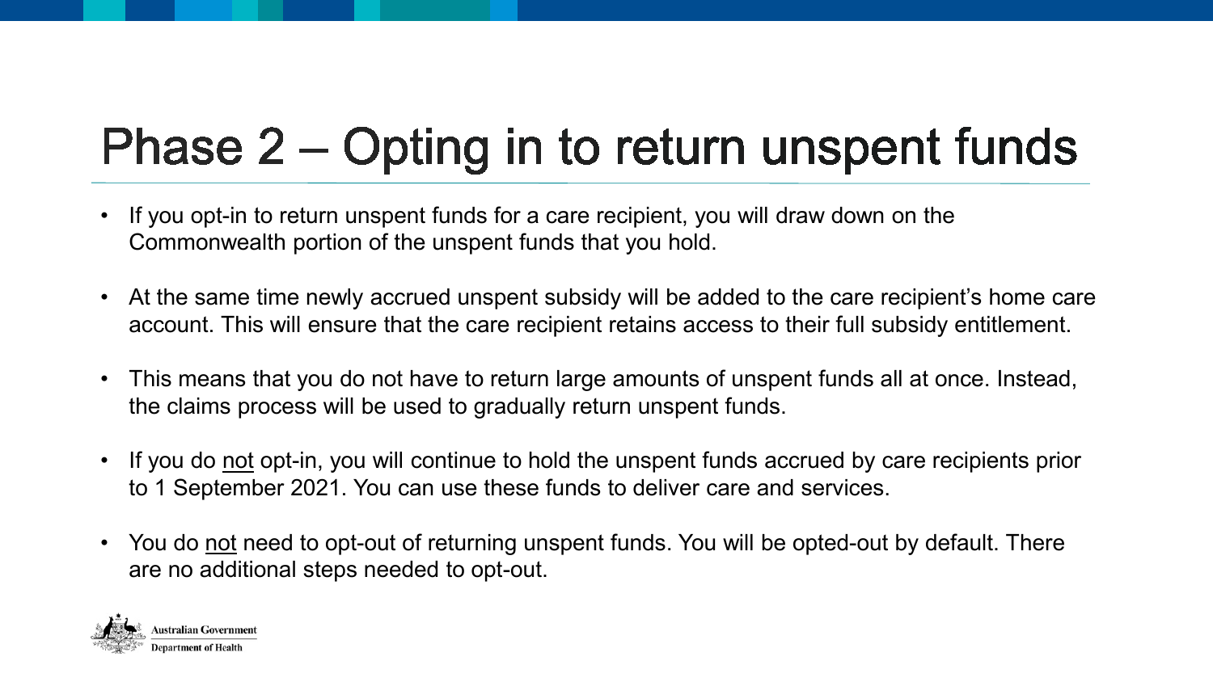# Phase 2 – Opting in to return unspent funds

- If you opt-in to return unspent funds for a care recipient, you will draw down on the Commonwealth portion of the unspent funds that you hold.
- At the same time newly accrued unspent subsidy will be added to the care recipient's home care account. This will ensure that the care recipient retains access to their full subsidy entitlement.
- This means that you do not have to return large amounts of unspent funds all at once. Instead, the claims process will be used to gradually return unspent funds.
- If you do <u>not</u> opt-in, you will continue to hold the unspent funds accrued by care recipients prior to 1 September 2021. You can use these funds to deliver care and services.
- You do <u>not</u> need to opt-out of returning unspent funds. You will be opted-out by default. There are no additional steps needed to opt-out.

Australian Government
Department of Health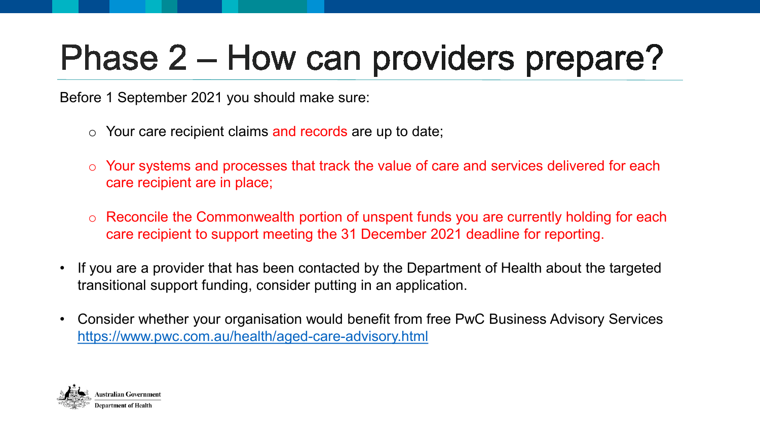# Phase 2 – How can providers prepare?

Before 1 September 2021 you should make sure:

- Your care recipient claims and records are up to date;
- Your systems and processes that track the value of care and services delivered for each care recipient are in place;
- Reconcile the Commonwealth portion of unspent funds you are currently holding for each care recipient to support meeting the 31 December 2021 deadline for reporting.

- If you are a provider that has been contacted by the Department of Health about the targeted transitional support funding, consider putting in an application.
- Consider whether your organisation would benefit from free PwC Business Advisory Services https://www.pwc.com.au/health/aged-care-advisory.html

Australian Government
Department of Health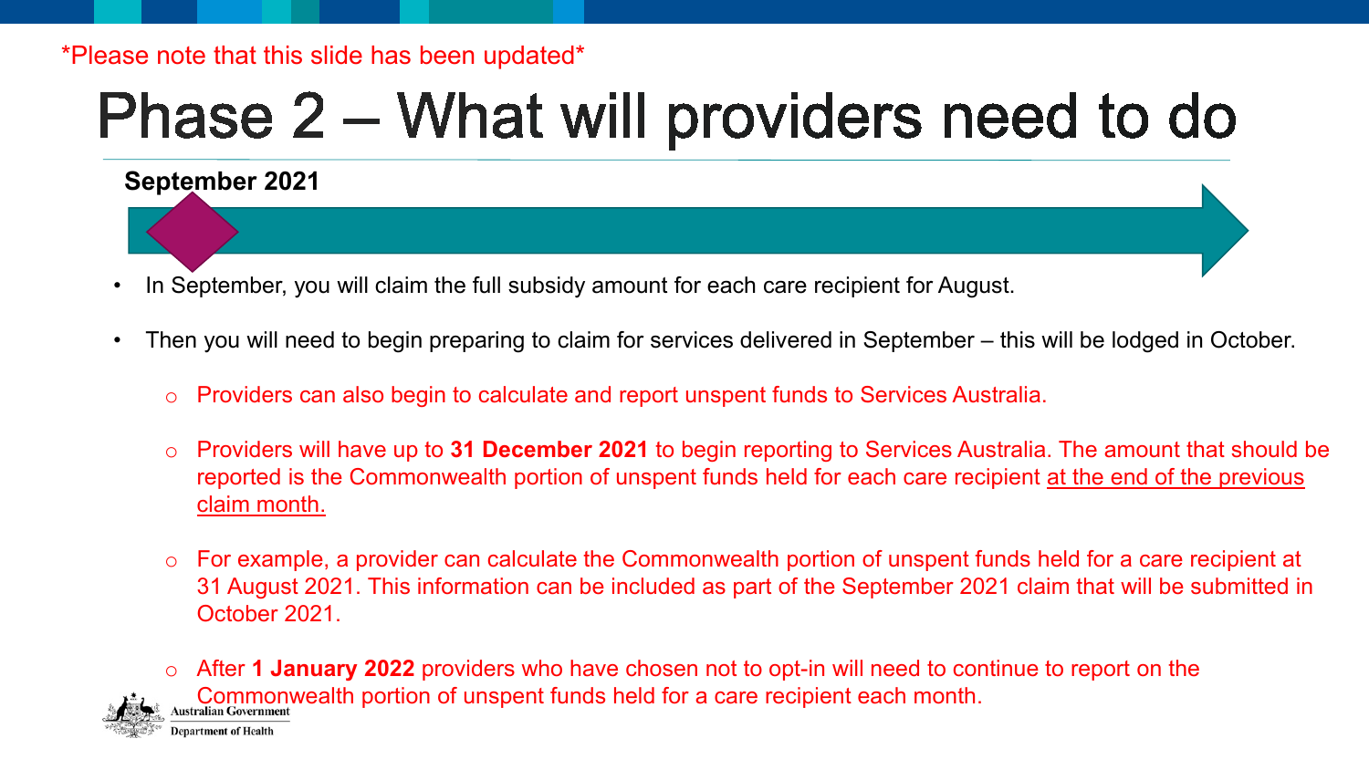*Please note that this slide has been updated*

# Phase 2 – What will providers need to do

**September 2021**

- In September, you will claim the full subsidy amount for each care recipient for August.
- Then you will need to begin preparing to claim for services delivered in September – this will be lodged in October.
  - Providers can also begin to calculate and report unspent funds to Services Australia.
  - Providers will have up to **31 December 2021** to begin reporting to Services Australia. The amount that should be reported is the Commonwealth portion of unspent funds held for each care recipient at the end of the previous claim month.
  - For example, a provider can calculate the Commonwealth portion of unspent funds held for a care recipient at 31 August 2021. This information can be included as part of the September 2021 claim that will be submitted in October 2021.
  - After **1 January 2022** providers who have chosen not to opt-in will need to continue to report on the Commonwealth portion of unspent funds held for a care recipient each month.

Australian Government
Department of Health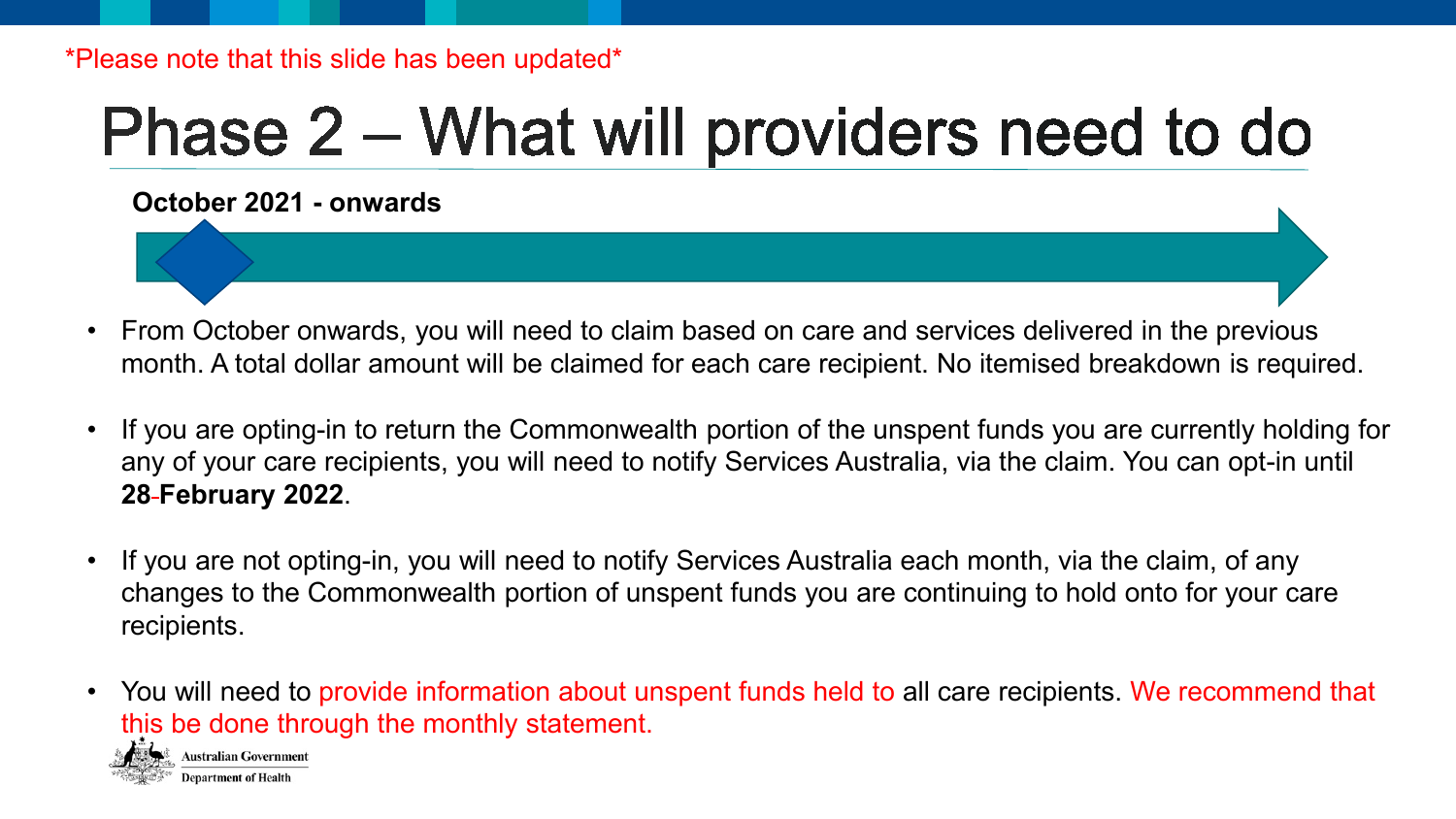*Please note that this slide has been updated*

# Phase 2 – What will providers need to do

**October 2021 - onwards**

- From October onwards, you will need to claim based on care and services delivered in the previous month. A total dollar amount will be claimed for each care recipient. No itemised breakdown is required.
- If you are opting-in to return the Commonwealth portion of the unspent funds you are currently holding for any of your care recipients, you will need to notify Services Australia, via the claim. You can opt-in until **28 February 2022**.
- If you are not opting-in, you will need to notify Services Australia each month, via the claim, of any changes to the Commonwealth portion of unspent funds you are continuing to hold onto for your care recipients.
- You will need to provide information about unspent funds held to all care recipients. We recommend that this be done through the monthly statement.

Australian Government
Department of Health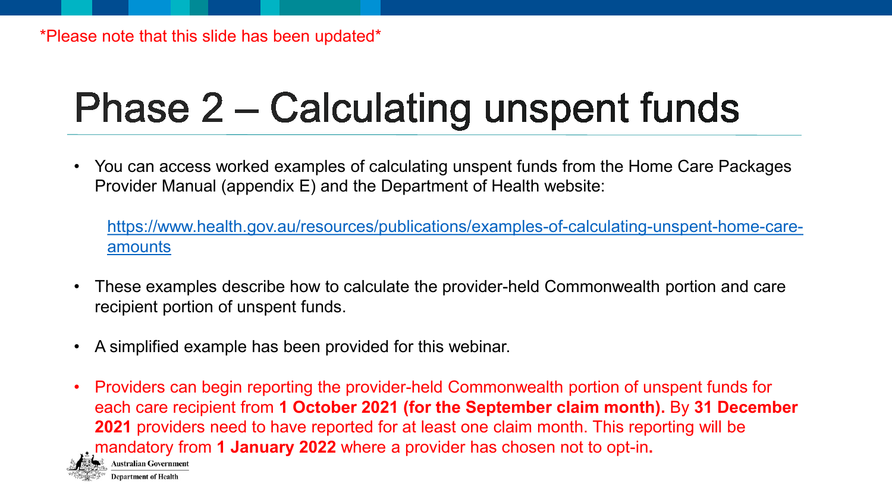*Please note that this slide has been updated*

# Phase 2 – Calculating unspent funds

- You can access worked examples of calculating unspent funds from the Home Care Packages Provider Manual (appendix E) and the Department of Health website:

  https://www.health.gov.au/resources/publications/examples-of-calculating-unspent-home-care-amounts

- These examples describe how to calculate the provider-held Commonwealth portion and care recipient portion of unspent funds.

- A simplified example has been provided for this webinar.

- Providers can begin reporting the provider-held Commonwealth portion of unspent funds for each care recipient from **1 October 2021 (for the September claim month).** By **31 December 2021** providers need to have reported for at least one claim month. This reporting will be mandatory from **1 January 2022** where a provider has chosen not to opt-in**.**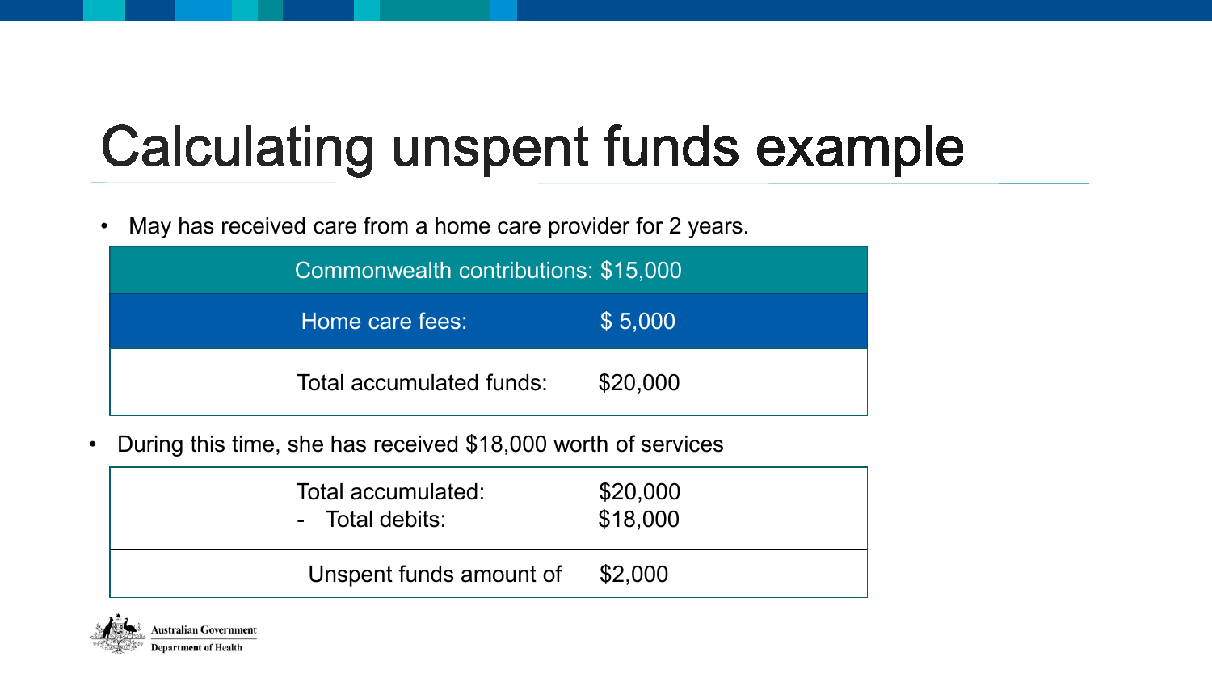# Calculating unspent funds example

- May has received care from a home care provider for 2 years.

| | |
|---|---|
| Commonwealth contributions: | $15,000 |
| Home care fees: | $ 5,000 |
| Total accumulated funds: | $20,000 |

- During this time, she has received $18,000 worth of services

| | |
|---|---|
| Total accumulated: | $20,000 |
| - Total debits: | $18,000 |
| Unspent funds amount of | $2,000 |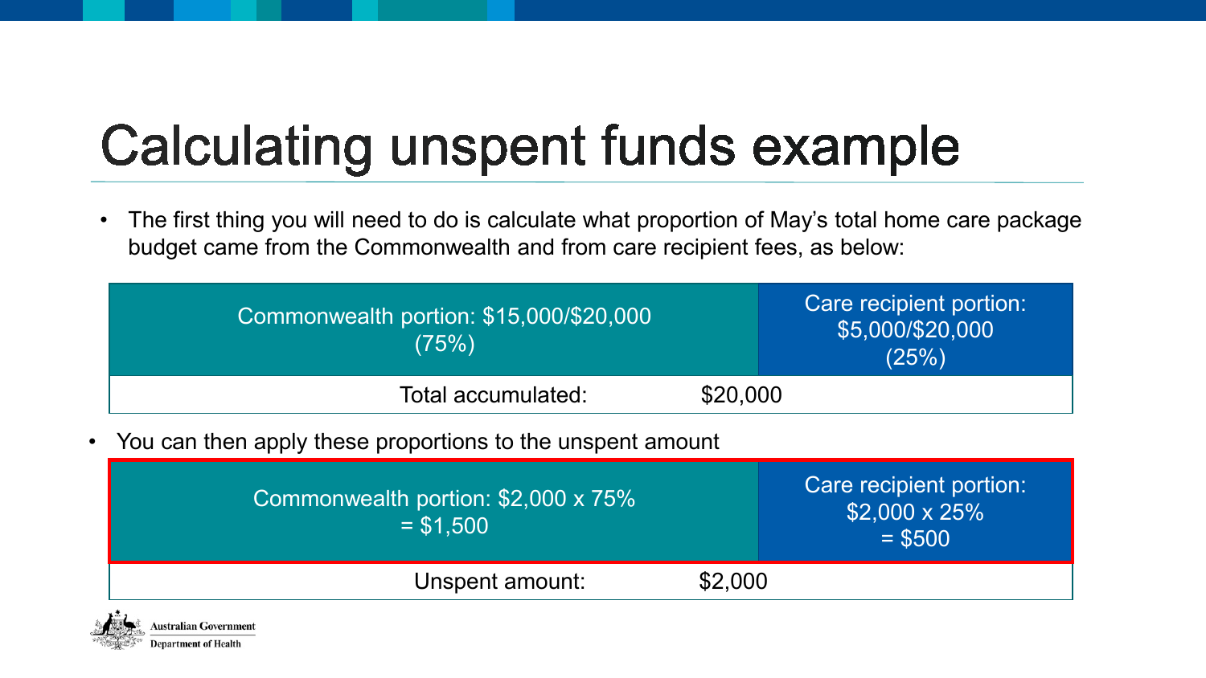# Calculating unspent funds example

- The first thing you will need to do is calculate what proportion of May's total home care package budget came from the Commonwealth and from care recipient fees, as below:

| Commonwealth portion: \$15,000/\$20,000 (75%) | Care recipient portion: \$5,000/\$20,000 (25%) |
| --- | --- |
| Total accumulated: | \$20,000 |

- You can then apply these proportions to the unspent amount

| Commonwealth portion: \$2,000 x 75% = \$1,500 | Care recipient portion: \$2,000 x 25% = \$500 |
| --- | --- |
| Unspent amount: | \$2,000 |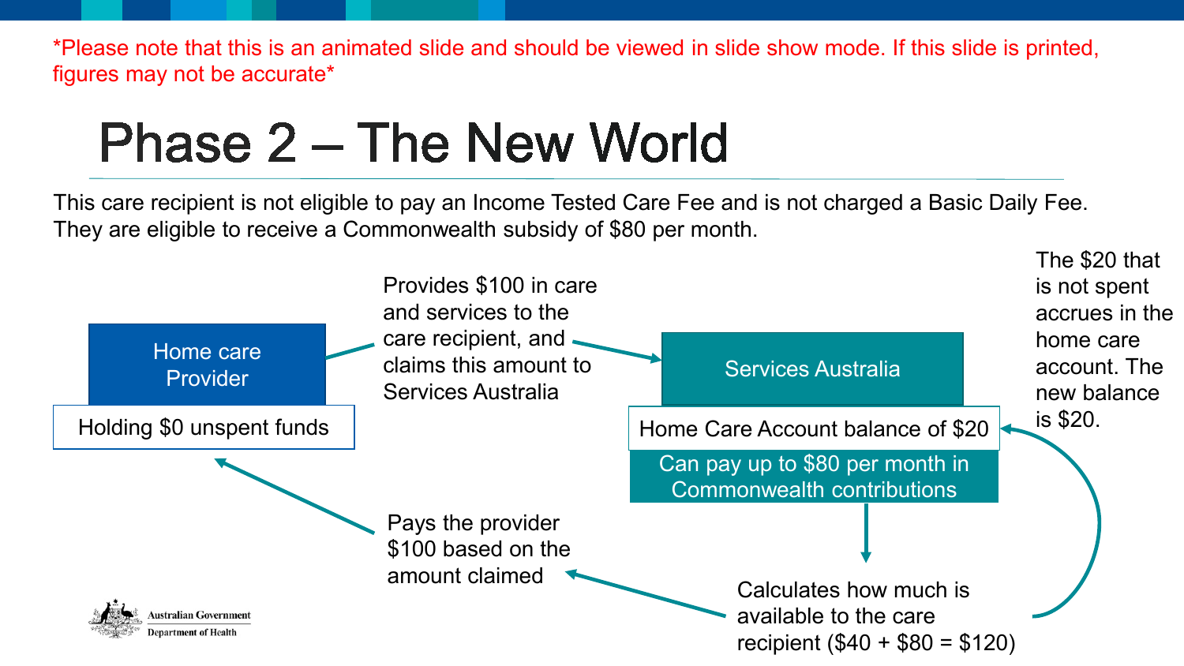*Please note that this is an animated slide and should be viewed in slide show mode. If this slide is printed, figures may not be accurate*

# Phase 2 – The New World

This care recipient is not eligible to pay an Income Tested Care Fee and is not charged a Basic Daily Fee. They are eligible to receive a Commonwealth subsidy of $80 per month.

**Home care Provider**

Holding $0 unspent funds

Provides $100 in care and services to the care recipient, and claims this amount to Services Australia

**Services Australia**

Home Care Account balance of $20

Can pay up to $80 per month in Commonwealth contributions

Calculates how much is available to the care recipient ($40 + $80 = $120)

Pays the provider $100 based on the amount claimed

The $20 that is not spent accrues in the home care account. The new balance is $20.

Australian Government
Department of Health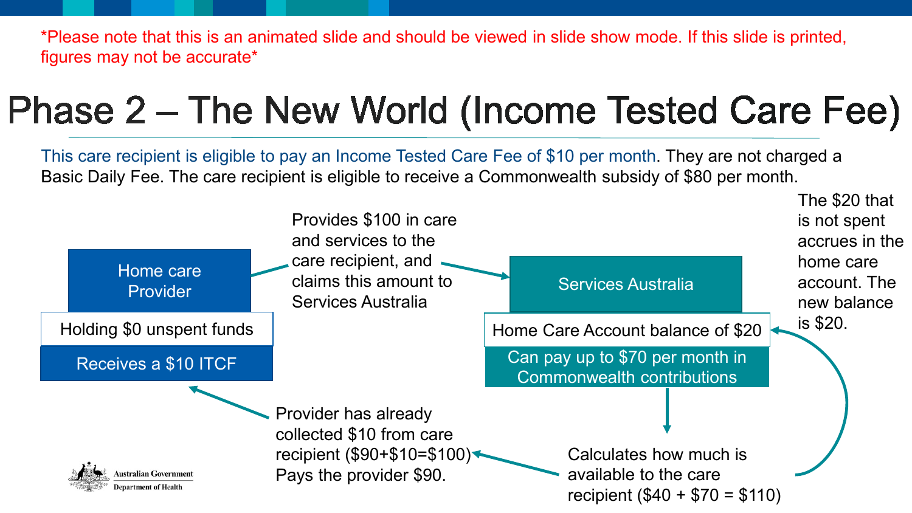*Please note that this is an animated slide and should be viewed in slide show mode. If this slide is printed, figures may not be accurate*

# Phase 2 – The New World (Income Tested Care Fee)

This care recipient is eligible to pay an Income Tested Care Fee of $10 per month. They are not charged a Basic Daily Fee. The care recipient is eligible to receive a Commonwealth subsidy of $80 per month.

**Home care Provider**

- Holding $0 unspent funds
- Receives a $10 ITCF

Provides $100 in care and services to the care recipient, and claims this amount to Services Australia

**Services Australia**

- Home Care Account balance of $20
- Can pay up to $70 per month in Commonwealth contributions

The $20 that is not spent accrues in the home care account. The new balance is $20.

Calculates how much is available to the care recipient ($40 + $70 = $110)

Provider has already collected $10 from care recipient ($90+$10=$100) Pays the provider $90.

Australian Government
Department of Health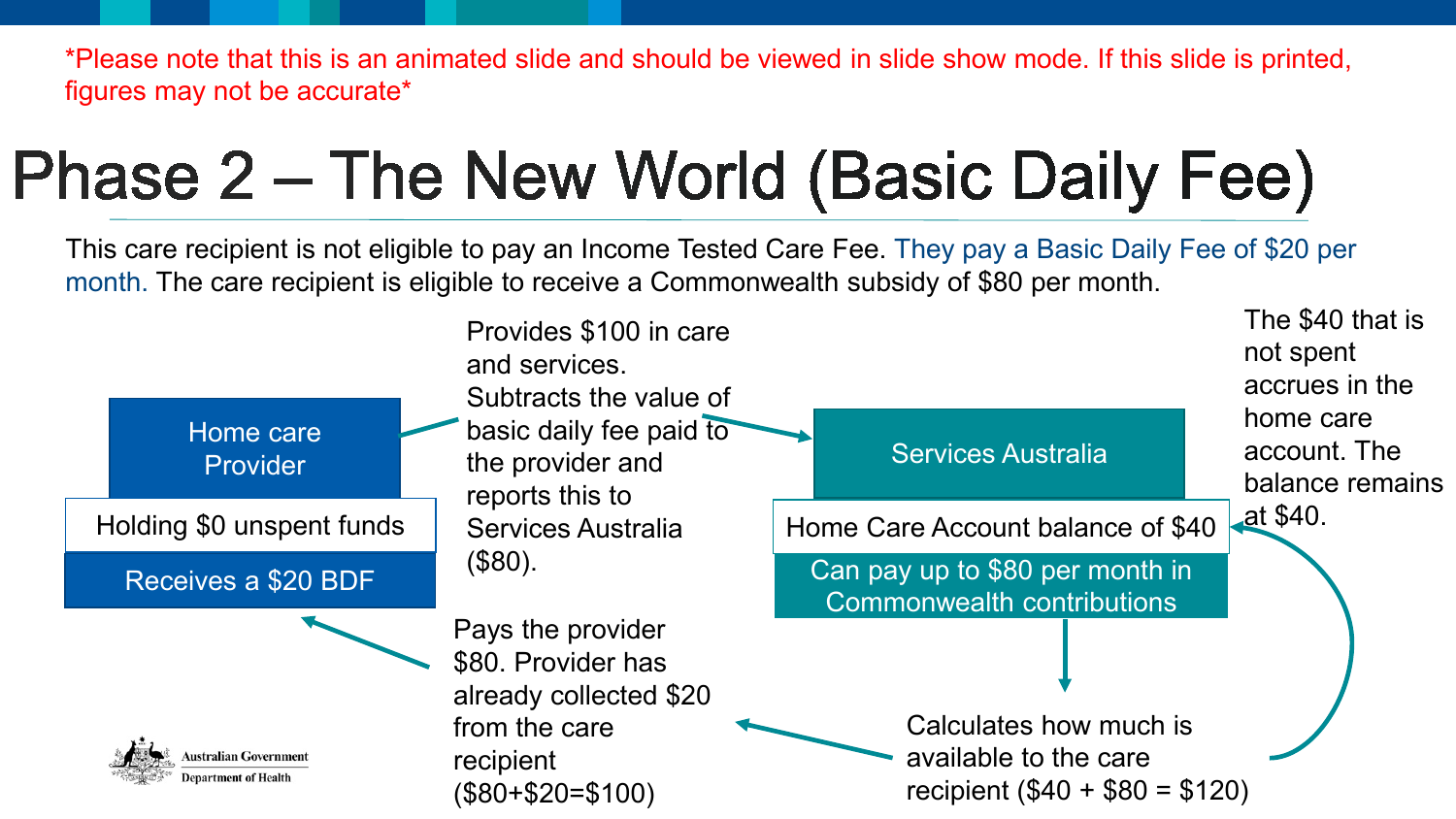*Please note that this is an animated slide and should be viewed in slide show mode. If this slide is printed, figures may not be accurate*

# Phase 2 – The New World (Basic Daily Fee)

This care recipient is not eligible to pay an Income Tested Care Fee. They pay a Basic Daily Fee of $20 per month. The care recipient is eligible to receive a Commonwealth subsidy of $80 per month.

**Home care Provider**

- Holding $0 unspent funds
- Receives a $20 BDF

Provides $100 in care and services. Subtracts the value of basic daily fee paid to the provider and reports this to Services Australia ($80).

**Services Australia**

- Home Care Account balance of $40
- Can pay up to $80 per month in Commonwealth contributions

Calculates how much is available to the care recipient ($40 + $80 = $120)

Pays the provider $80. Provider has already collected $20 from the care recipient ($80+$20=$100)

The $40 that is not spent accrues in the home care account. The balance remains at $40.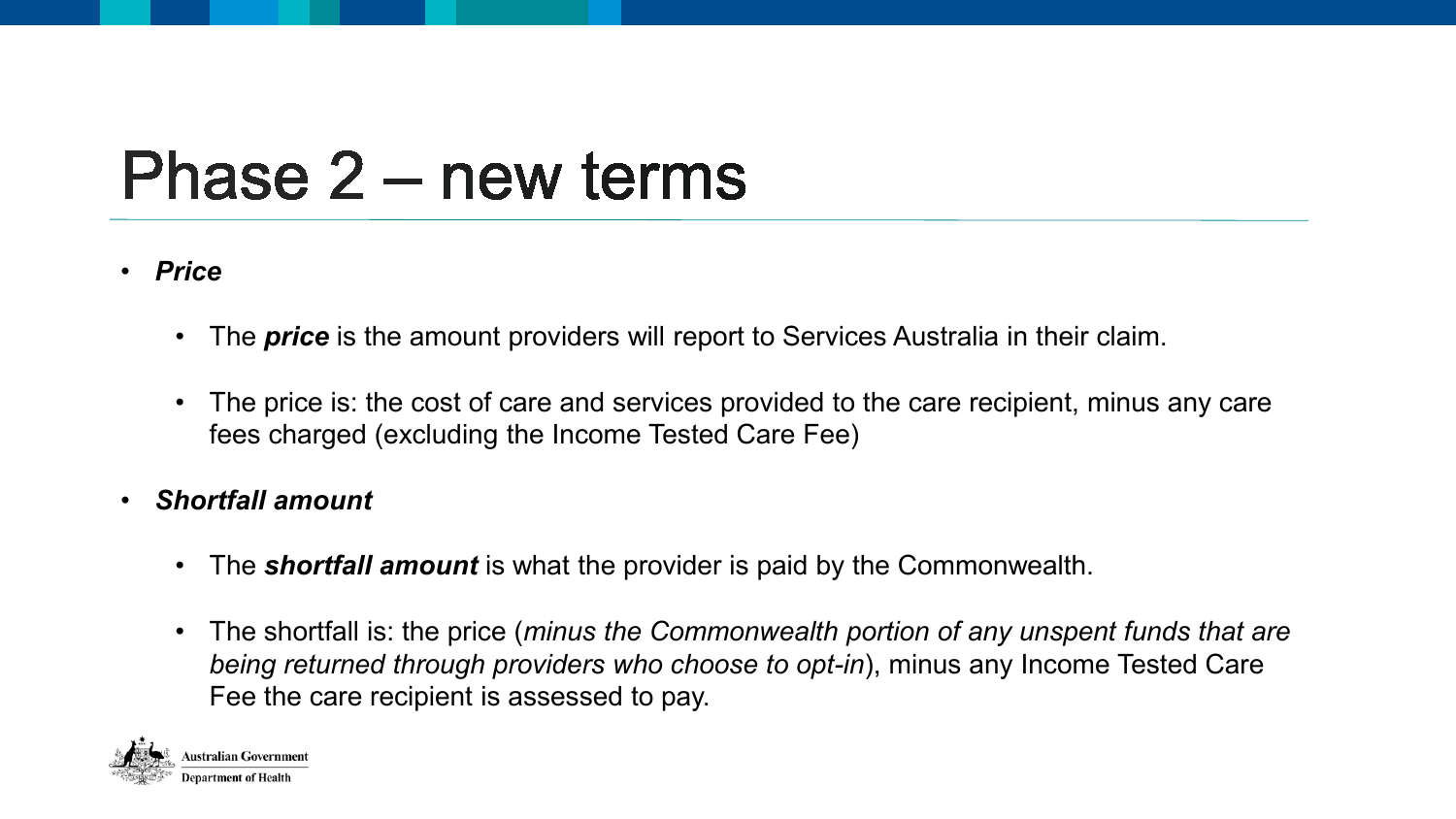# Phase 2 – new terms

- ***Price***
  - The ***price*** is the amount providers will report to Services Australia in their claim.
  - The price is: the cost of care and services provided to the care recipient, minus any care fees charged (excluding the Income Tested Care Fee)
- ***Shortfall amount***
  - The ***shortfall amount*** is what the provider is paid by the Commonwealth.
  - The shortfall is: the price (*minus the Commonwealth portion of any unspent funds that are being returned through providers who choose to opt-in*), minus any Income Tested Care Fee the care recipient is assessed to pay.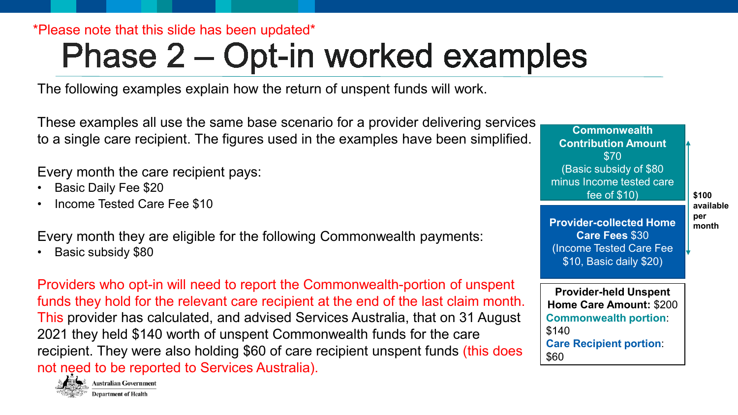*Please note that this slide has been updated*

# Phase 2 – Opt-in worked examples

The following examples explain how the return of unspent funds will work.

These examples all use the same base scenario for a provider delivering services to a single care recipient. The figures used in the examples have been simplified.

Every month the care recipient pays:

- Basic Daily Fee $20
- Income Tested Care Fee $10

Every month they are eligible for the following Commonwealth payments:

- Basic subsidy $80

Providers who opt-in will need to report the Commonwealth-portion of unspent funds they hold for the relevant care recipient at the end of the last claim month. This provider has calculated, and advised Services Australia, that on 31 August 2021 they held $140 worth of unspent Commonwealth funds for the care recipient. They were also holding $60 of care recipient unspent funds (this does not need to be reported to Services Australia).

**Commonwealth Contribution Amount** $70 (Basic subsidy of $80 minus Income tested care fee of $10)

**Provider-collected Home Care Fees** $30 (Income Tested Care Fee $10, Basic daily $20)

**$100 available per month**

**Provider-held Unspent Home Care Amount:** $200
**Commonwealth portion**: $140
**Care Recipient portion**: $60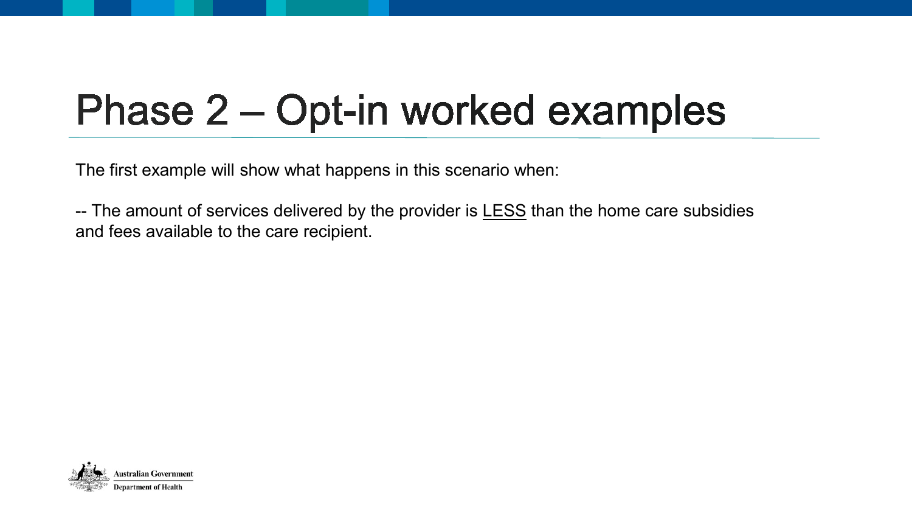# Phase 2 – Opt-in worked examples

The first example will show what happens in this scenario when:

-- The amount of services delivered by the provider is <u>LESS</u> than the home care subsidies and fees available to the care recipient.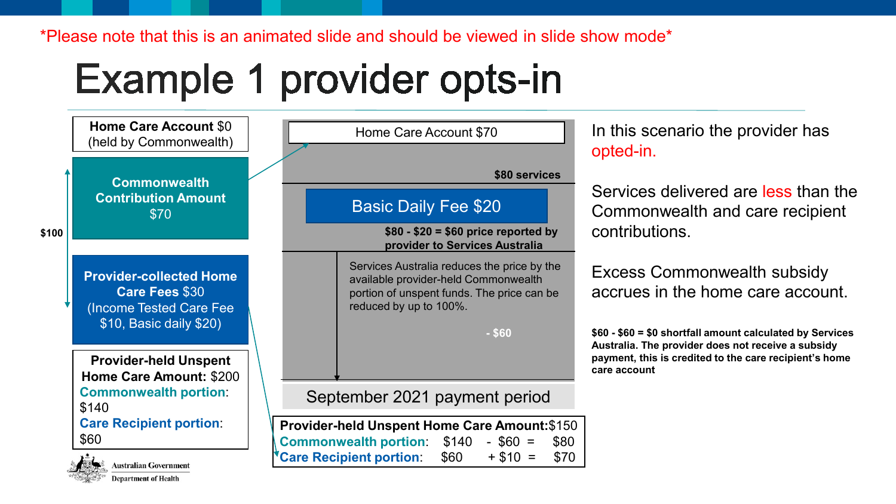*Please note that this is an animated slide and should be viewed in slide show mode*

# Example 1 provider opts-in

**Home Care Account** $0 (held by Commonwealth)

**Commonwealth Contribution Amount** $70

$100

**Provider-collected Home Care Fees** $30 (Income Tested Care Fee $10, Basic daily $20)

**Provider-held Unspent Home Care Amount:** $200
**Commonwealth portion**: $140
**Care Recipient portion**: $60

Home Care Account $70

**$80 services**

Basic Daily Fee $20

**$80 - $20 = $60 price reported by provider to Services Australia**

Services Australia reduces the price by the available provider-held Commonwealth portion of unspent funds. The price can be reduced by up to 100%.

**- $60**

September 2021 payment period

| **Provider-held Unspent Home Care Amount:** | $150 | | | |
|---|---|---|---|---|
| **Commonwealth portion**: | $140 | - $60 | = | $80 |
| **Care Recipient portion**: | $60 | + $10 | = | $70 |

In this scenario the provider has opted-in.

Services delivered are less than the Commonwealth and care recipient contributions.

Excess Commonwealth subsidy accrues in the home care account.

**$60 - $60 = $0 shortfall amount calculated by Services Australia. The provider does not receive a subsidy payment, this is credited to the care recipient's home care account**

Australian Government
Department of Health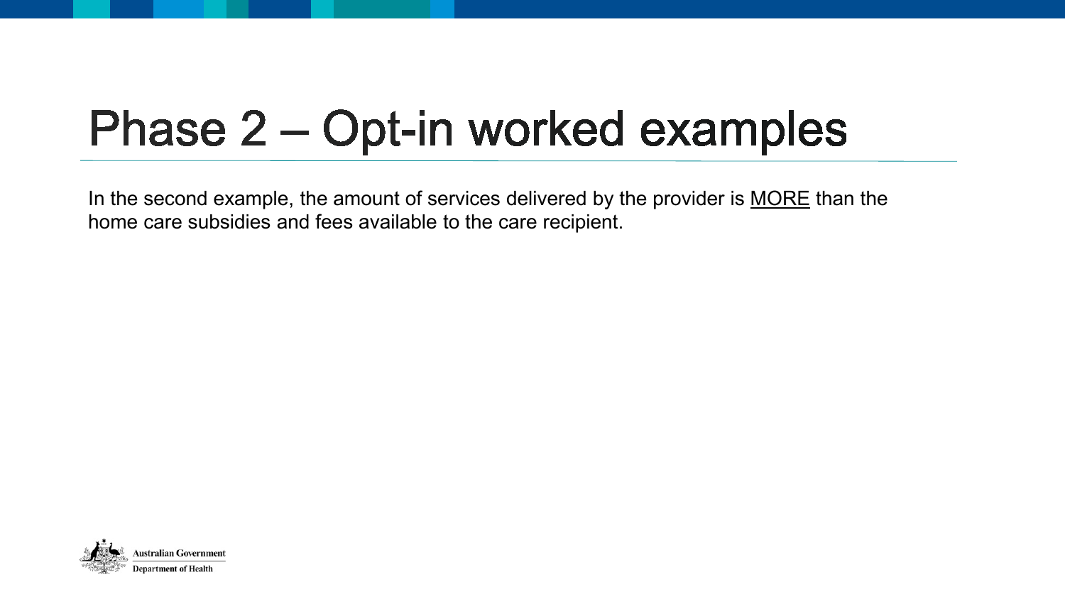# Phase 2 – Opt-in worked examples

In the second example, the amount of services delivered by the provider is MORE than the home care subsidies and fees available to the care recipient.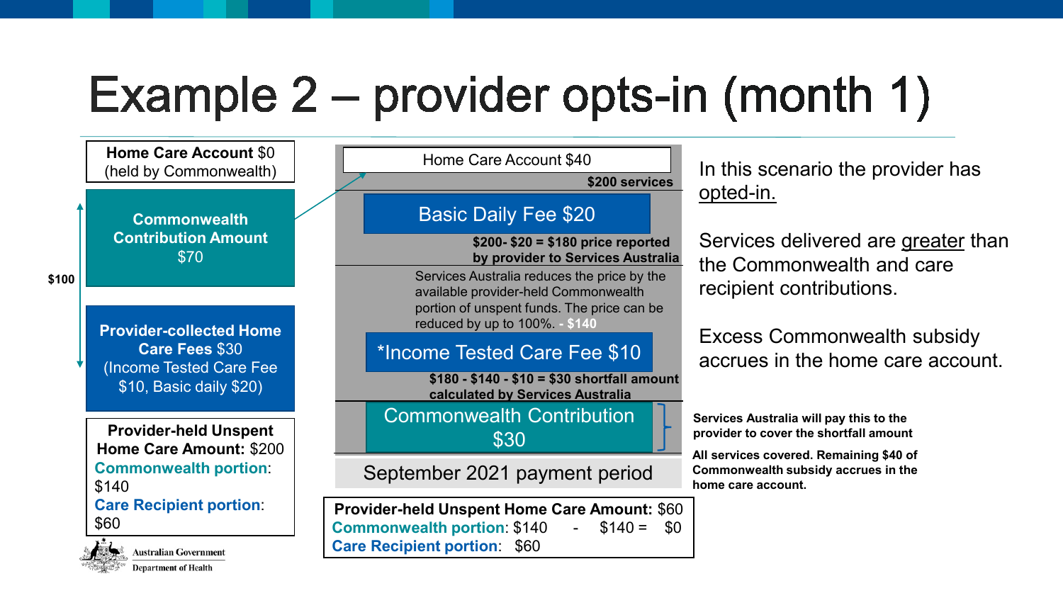# Example 2 – provider opts-in (month 1)

**Home Care Account** $0 (held by Commonwealth)

**Commonwealth Contribution Amount** $70

$100

**Provider-collected Home Care Fees** $30 (Income Tested Care Fee $10, Basic daily $20)

**Provider-held Unspent Home Care Amount:** $200
**Commonwealth portion**: $140
**Care Recipient portion**: $60

Home Care Account $40

**$200 services**

Basic Daily Fee $20

**$200- $20 = $180 price reported by provider to Services Australia**

Services Australia reduces the price by the available provider-held Commonwealth portion of unspent funds. The price can be reduced by up to 100%. **- $140**

*Income Tested Care Fee $10

**$180 - $140 - $10 = $30 shortfall amount calculated by Services Australia**

Commonwealth Contribution $30

September 2021 payment period

**Provider-held Unspent Home Care Amount:** $60
**Commonwealth portion**: $140 - $140 = $0
**Care Recipient portion**: $60

In this scenario the provider has opted-in.

Services delivered are greater than the Commonwealth and care recipient contributions.

Excess Commonwealth subsidy accrues in the home care account.

**Services Australia will pay this to the provider to cover the shortfall amount**

**All services covered. Remaining $40 of Commonwealth subsidy accrues in the home care account.**

Australian Government
Department of Health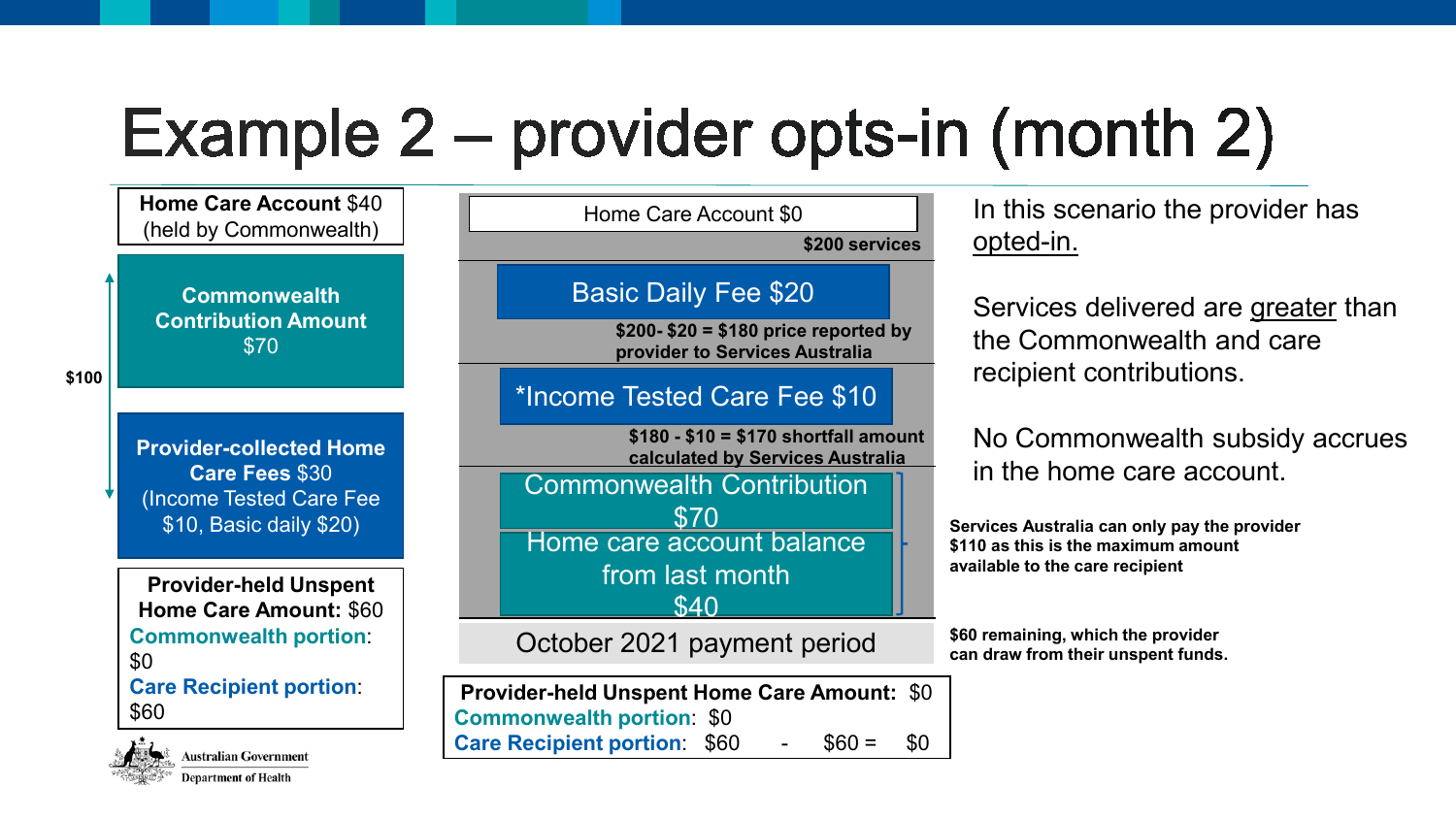# Example 2 – provider opts-in (month 2)

**Home Care Account** $40 (held by Commonwealth)

$100

**Commonwealth Contribution Amount** $70

**Provider-collected Home Care Fees** $30 (Income Tested Care Fee $10, Basic daily $20)

**Provider-held Unspent Home Care Amount:** $60
Commonwealth portion: $0
Care Recipient portion: $60

Home Care Account $0

**$200 services**

Basic Daily Fee $20

**$200- $20 = $180 price reported by provider to Services Australia**

*Income Tested Care Fee $10

**$180 - $10 = $170 shortfall amount calculated by Services Australia**

Commonwealth Contribution $70

Home care account balance from last month $40

October 2021 payment period

**Provider-held Unspent Home Care Amount:** $0
Commonwealth portion: $0
Care Recipient portion: $60 - $60 = $0

In this scenario the provider has opted-in.

Services delivered are greater than the Commonwealth and care recipient contributions.

No Commonwealth subsidy accrues in the home care account.

**Services Australia can only pay the provider $110 as this is the maximum amount available to the care recipient**

**$60 remaining, which the provider can draw from their unspent funds.**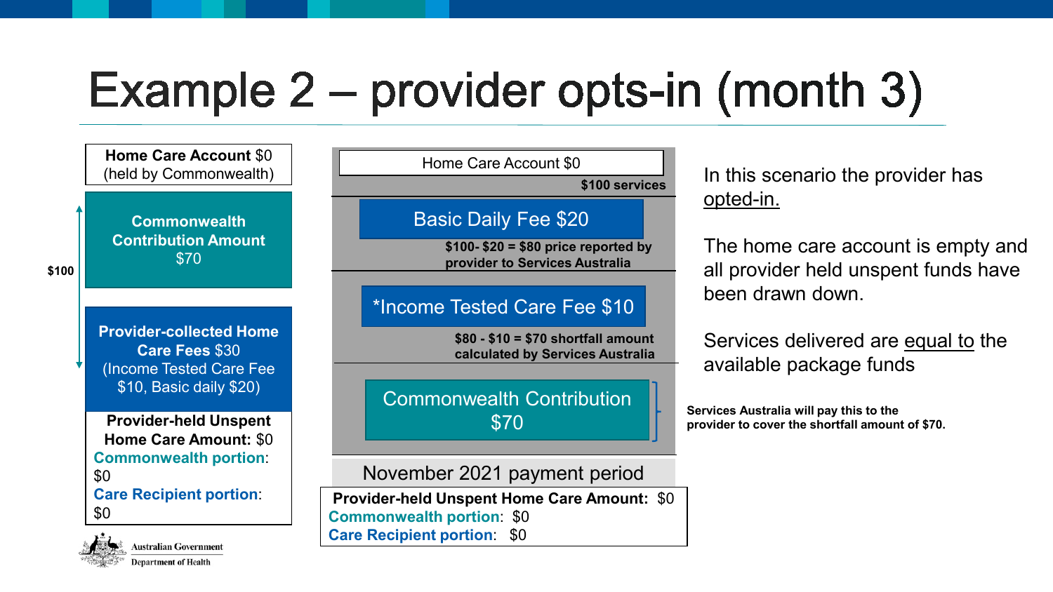# Example 2 – provider opts-in (month 3)

**Home Care Account** $0
(held by Commonwealth)

$100

**Commonwealth Contribution Amount**
$70

**Provider-collected Home Care Fees** $30
(Income Tested Care Fee $10, Basic daily $20)

**Provider-held Unspent Home Care Amount:** $0
**Commonwealth portion**: $0
**Care Recipient portion**: $0

Home Care Account $0

**$100 services**

Basic Daily Fee $20

**$100- $20 = $80 price reported by provider to Services Australia**

*Income Tested Care Fee $10

**$80 - $10 = $70 shortfall amount calculated by Services Australia**

Commonwealth Contribution
$70

**Services Australia will pay this to the provider to cover the shortfall amount of $70.**

November 2021 payment period

**Provider-held Unspent Home Care Amount:** $0
**Commonwealth portion**: $0
**Care Recipient portion**: $0

In this scenario the provider has opted-in.

The home care account is empty and all provider held unspent funds have been drawn down.

Services delivered are equal to the available package funds

Australian Government
Department of Health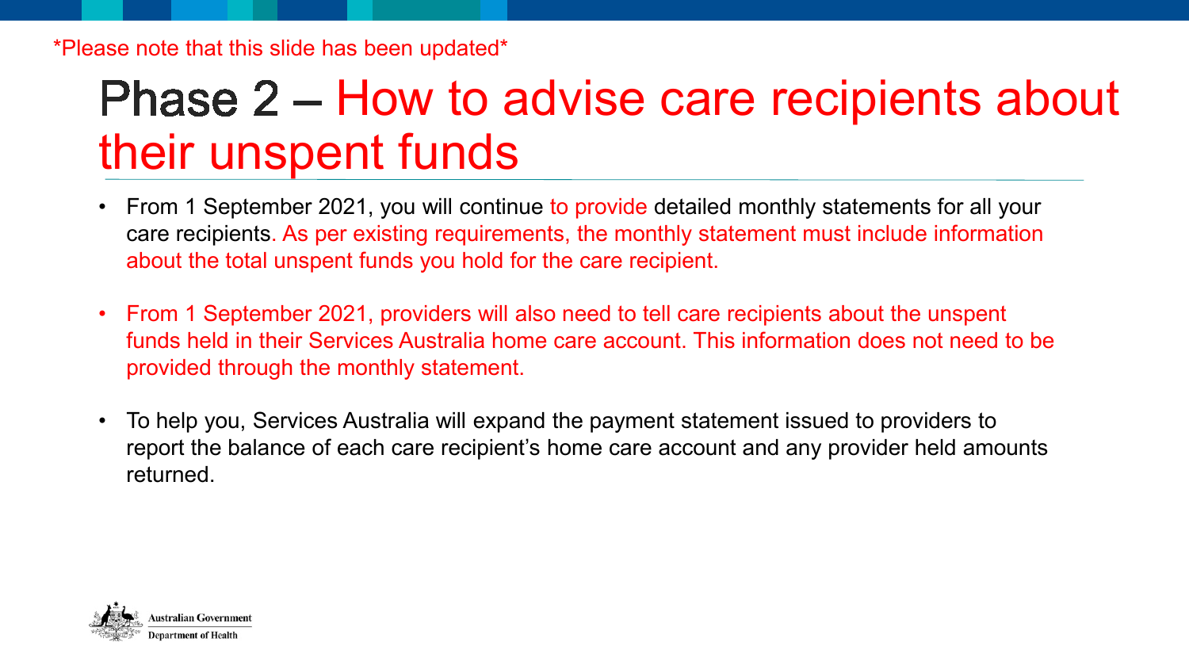*Please note that this slide has been updated*

# Phase 2 – How to advise care recipients about their unspent funds

- From 1 September 2021, you will continue to provide detailed monthly statements for all your care recipients. As per existing requirements, the monthly statement must include information about the total unspent funds you hold for the care recipient.
- From 1 September 2021, providers will also need to tell care recipients about the unspent funds held in their Services Australia home care account. This information does not need to be provided through the monthly statement.
- To help you, Services Australia will expand the payment statement issued to providers to report the balance of each care recipient's home care account and any provider held amounts returned.

Australian Government
Department of Health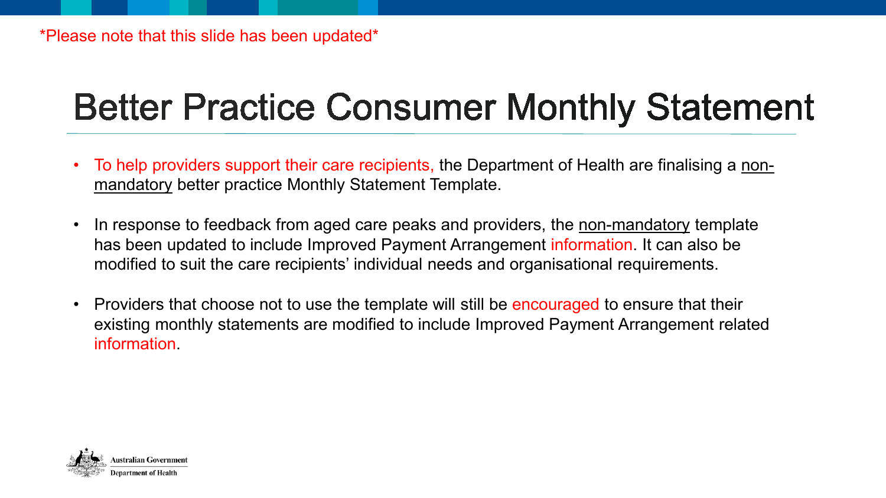*Please note that this slide has been updated*

# Better Practice Consumer Monthly Statement

- To help providers support their care recipients, the Department of Health are finalising a <u>non-mandatory</u> better practice Monthly Statement Template.
- In response to feedback from aged care peaks and providers, the <u>non-mandatory</u> template has been updated to include Improved Payment Arrangement information. It can also be modified to suit the care recipients' individual needs and organisational requirements.
- Providers that choose not to use the template will still be encouraged to ensure that their existing monthly statements are modified to include Improved Payment Arrangement related information.

Australian Government
Department of Health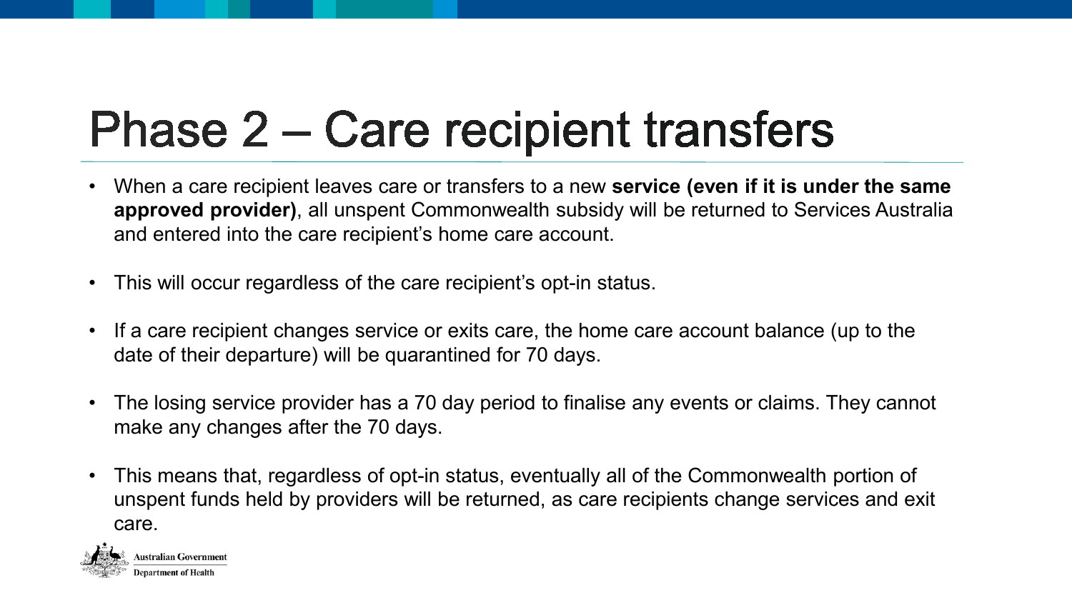# Phase 2 – Care recipient transfers

- When a care recipient leaves care or transfers to a new **service (even if it is under the same approved provider)**, all unspent Commonwealth subsidy will be returned to Services Australia and entered into the care recipient's home care account.
- This will occur regardless of the care recipient's opt-in status.
- If a care recipient changes service or exits care, the home care account balance (up to the date of their departure) will be quarantined for 70 days.
- The losing service provider has a 70 day period to finalise any events or claims. They cannot make any changes after the 70 days.
- This means that, regardless of opt-in status, eventually all of the Commonwealth portion of unspent funds held by providers will be returned, as care recipients change services and exit care.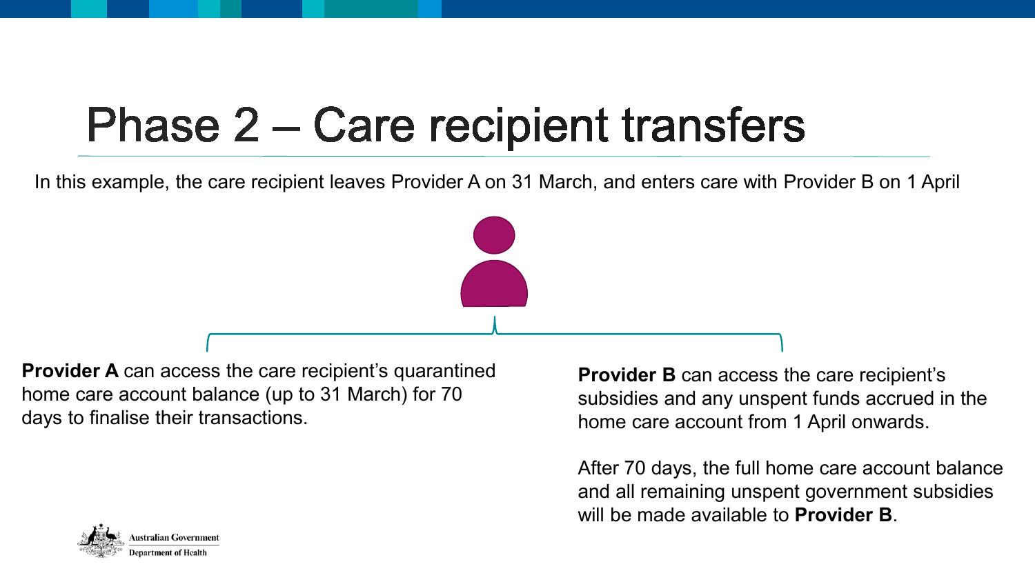# Phase 2 – Care recipient transfers

In this example, the care recipient leaves Provider A on 31 March, and enters care with Provider B on 1 April

**Provider A** can access the care recipient's quarantined home care account balance (up to 31 March) for 70 days to finalise their transactions.

**Provider B** can access the care recipient's subsidies and any unspent funds accrued in the home care account from 1 April onwards.

After 70 days, the full home care account balance and all remaining unspent government subsidies will be made available to **Provider B**.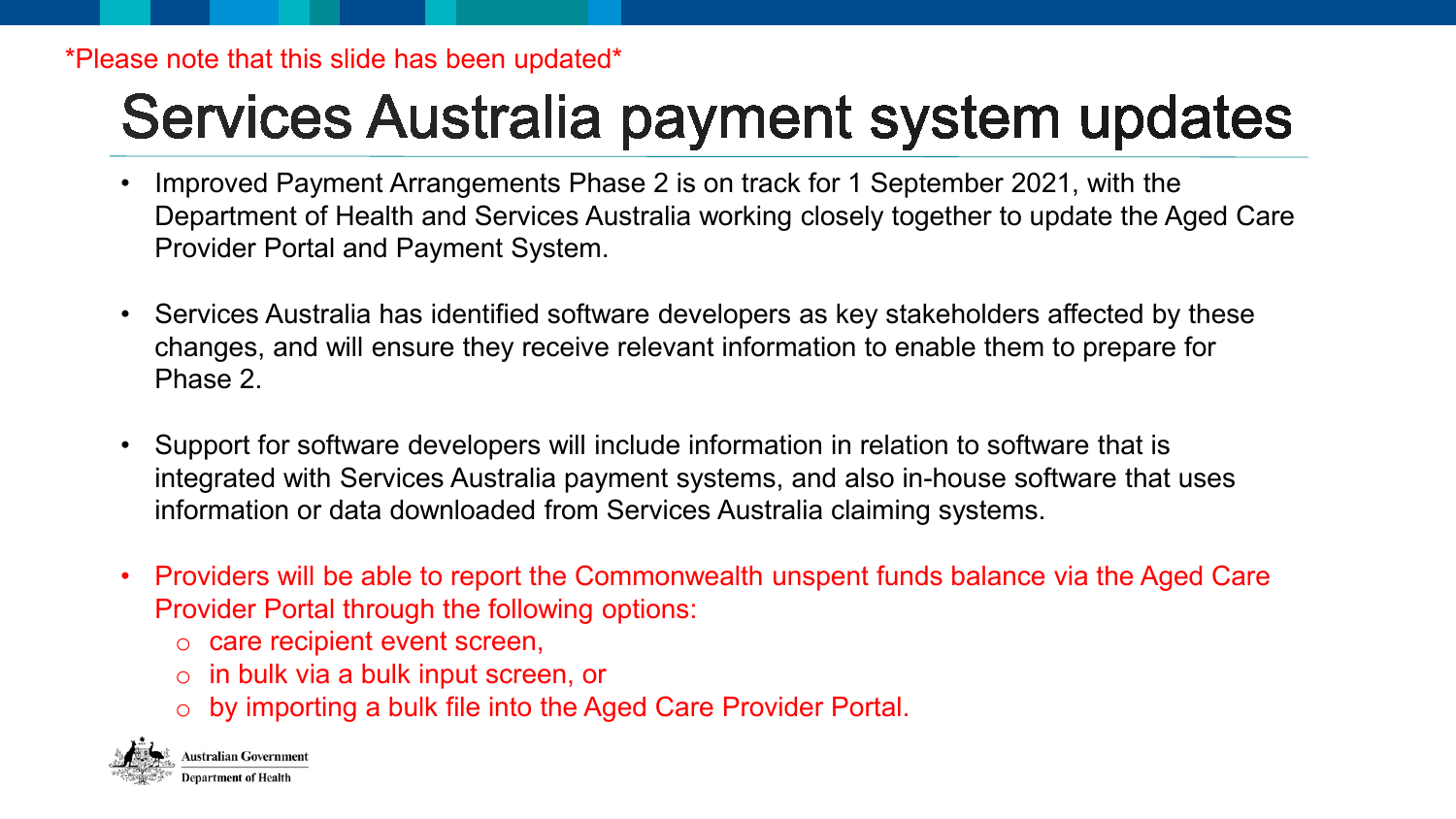*Please note that this slide has been updated*

# Services Australia payment system updates

- Improved Payment Arrangements Phase 2 is on track for 1 September 2021, with the Department of Health and Services Australia working closely together to update the Aged Care Provider Portal and Payment System.
- Services Australia has identified software developers as key stakeholders affected by these changes, and will ensure they receive relevant information to enable them to prepare for Phase 2.
- Support for software developers will include information in relation to software that is integrated with Services Australia payment systems, and also in-house software that uses information or data downloaded from Services Australia claiming systems.
- Providers will be able to report the Commonwealth unspent funds balance via the Aged Care Provider Portal through the following options:
  - care recipient event screen,
  - in bulk via a bulk input screen, or
  - by importing a bulk file into the Aged Care Provider Portal.

Australian Government
Department of Health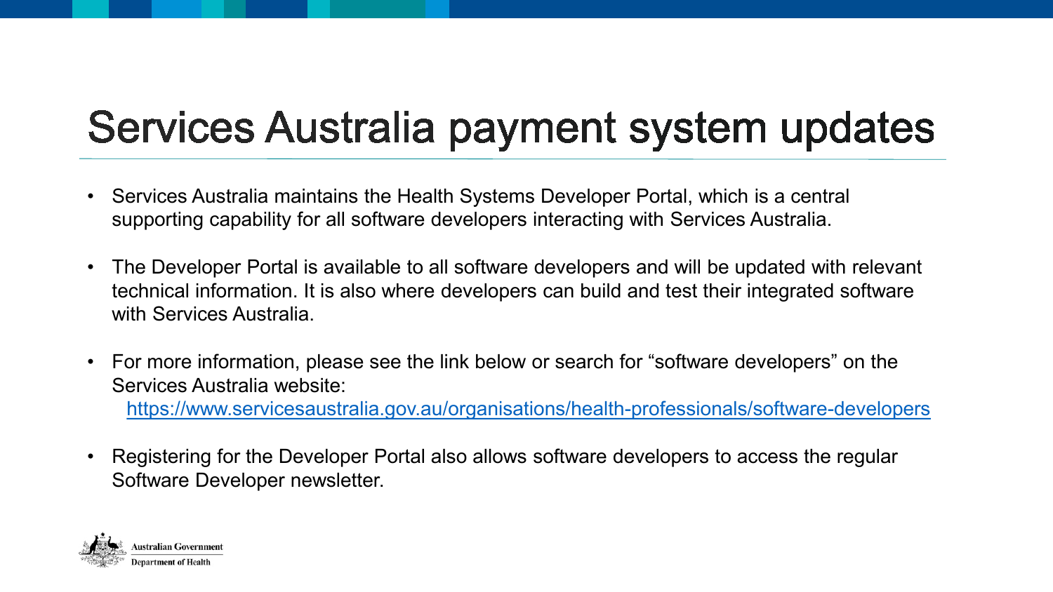# Services Australia payment system updates

- Services Australia maintains the Health Systems Developer Portal, which is a central supporting capability for all software developers interacting with Services Australia.
- The Developer Portal is available to all software developers and will be updated with relevant technical information. It is also where developers can build and test their integrated software with Services Australia.
- For more information, please see the link below or search for "software developers" on the Services Australia website:
  https://www.servicesaustralia.gov.au/organisations/health-professionals/software-developers
- Registering for the Developer Portal also allows software developers to access the regular Software Developer newsletter.

Australian Government
Department of Health